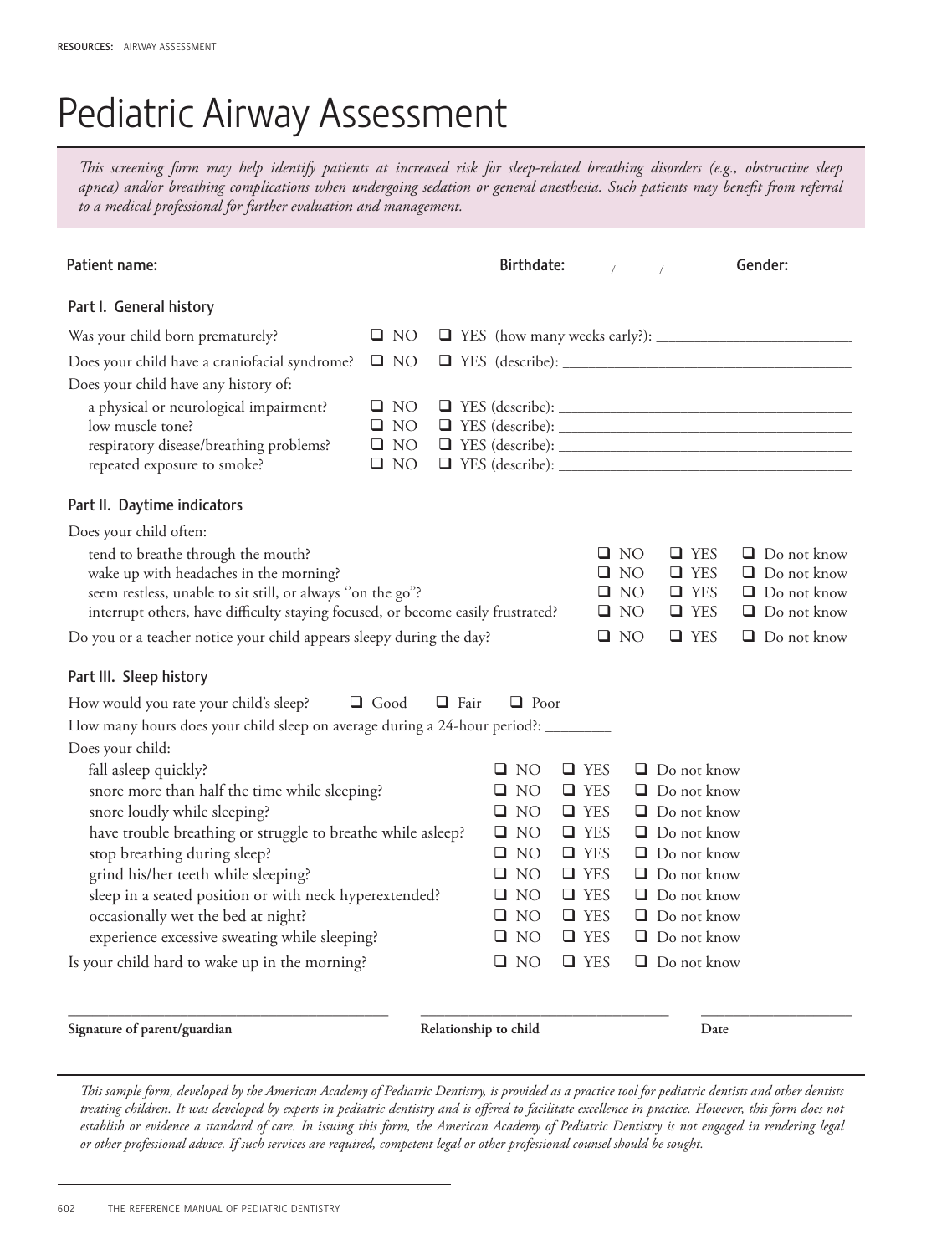# Pediatric Airway Assessment

*This screening form may help identify patients at increased risk for sleep-related breathing disorders (e.g., obstructive sleep apnea) and/or breathing complications when undergoing sedation or general anesthesia. Such patients may benefit from referral to a medical professional for further evaluation and management.*

Patient name: ________________________________________ Birthdate: _____/_____/_______ Gender: _______

## Part I. General history

| | | |
|---|---|---|
| Was your child born prematurely? | ❑ NO | ❑ YES (how many weeks early?): ______________________ |
| Does your child have a craniofacial syndrome? | ❑ NO | ❑ YES (describe): ______________________ |
| Does your child have any history of: | | |
| a physical or neurological impairment? | ❑ NO | ❑ YES (describe): ______________________ |
| low muscle tone? | ❑ NO | ❑ YES (describe): ______________________ |
| respiratory disease/breathing problems? | ❑ NO | ❑ YES (describe): ______________________ |
| repeated exposure to smoke? | ❑ NO | ❑ YES (describe): ______________________ |

## Part II. Daytime indicators

| Does your child often: | | | |
|---|---|---|---|
| tend to breathe through the mouth? | ❑ NO | ❑ YES | ❑ Do not know |
| wake up with headaches in the morning? | ❑ NO | ❑ YES | ❑ Do not know |
| seem restless, unable to sit still, or always "on the go"? | ❑ NO | ❑ YES | ❑ Do not know |
| interrupt others, have difficulty staying focused, or become easily frustrated? | ❑ NO | ❑ YES | ❑ Do not know |
| Do you or a teacher notice your child appears sleepy during the day? | ❑ NO | ❑ YES | ❑ Do not know |

## Part III. Sleep history

How would you rate your child's sleep? ❑ Good ❑ Fair ❑ Poor

How many hours does your child sleep on average during a 24-hour period?: ________

| Does your child: | | | |
|---|---|---|---|
| fall asleep quickly? | ❑ NO | ❑ YES | ❑ Do not know |
| snore more than half the time while sleeping? | ❑ NO | ❑ YES | ❑ Do not know |
| snore loudly while sleeping? | ❑ NO | ❑ YES | ❑ Do not know |
| have trouble breathing or struggle to breathe while asleep? | ❑ NO | ❑ YES | ❑ Do not know |
| stop breathing during sleep? | ❑ NO | ❑ YES | ❑ Do not know |
| grind his/her teeth while sleeping? | ❑ NO | ❑ YES | ❑ Do not know |
| sleep in a seated position or with neck hyperextended? | ❑ NO | ❑ YES | ❑ Do not know |
| occasionally wet the bed at night? | ❑ NO | ❑ YES | ❑ Do not know |
| experience excessive sweating while sleeping? | ❑ NO | ❑ YES | ❑ Do not know |
| Is your child hard to wake up in the morning? | ❑ NO | ❑ YES | ❑ Do not know |

________________________________ ________________________________ ____________________

**Signature of parent/guardian** **Relationship to child** **Date**

*This sample form, developed by the American Academy of Pediatric Dentistry, is provided as a practice tool for pediatric dentists and other dentists treating children. It was developed by experts in pediatric dentistry and is offered to facilitate excellence in practice. However, this form does not establish or evidence a standard of care. In issuing this form, the American Academy of Pediatric Dentistry is not engaged in rendering legal or other professional advice. If such services are required, competent legal or other professional counsel should be sought.*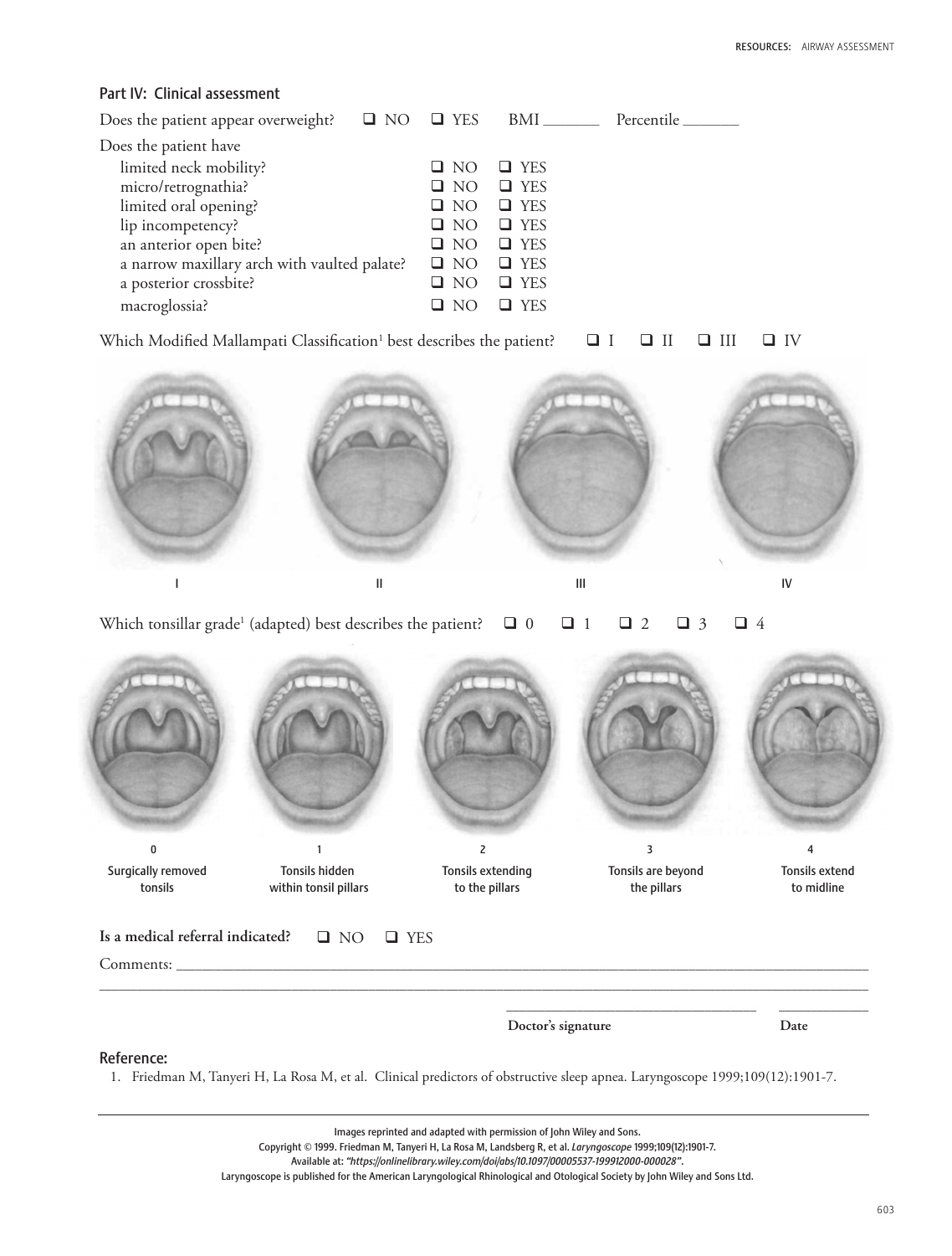## Part IV: Clinical assessment

Does the patient appear overweight? ❑ NO ❑ YES BMI _______ Percentile _______

Does the patient have

| | | |
|---|---|---|
| limited neck mobility? | ❑ NO | ❑ YES |
| micro/retrognathia? | ❑ NO | ❑ YES |
| limited oral opening? | ❑ NO | ❑ YES |
| lip incompetency? | ❑ NO | ❑ YES |
| an anterior open bite? | ❑ NO | ❑ YES |
| a narrow maxillary arch with vaulted palate? | ❑ NO | ❑ YES |
| a posterior crossbite? | ❑ NO | ❑ YES |
| macroglossia? | ❑ NO | ❑ YES |

Which Modified Mallampati Classification[1] best describes the patient? ❑ I ❑ II ❑ III ❑ IV

I II III IV

Which tonsillar grade[1] (adapted) best describes the patient? ❑ 0 ❑ 1 ❑ 2 ❑ 3 ❑ 4

0 — Surgically removed tonsils

1 — Tonsils hidden within tonsil pillars

2 — Tonsils extending to the pillars

3 — Tonsils are beyond the pillars

4 — Tonsils extend to midline

**Is a medical referral indicated?** ❑ NO ❑ YES

Comments: ________________________________________________________________

________________________________________________________________

**Doctor's signature** _______________ **Date** _______________

## Reference:

1. Friedman M, Tanyeri H, La Rosa M, et al. Clinical predictors of obstructive sleep apnea. Laryngoscope 1999;109(12):1901-7.

Images reprinted and adapted with permission of John Wiley and Sons.
Copyright © 1999. Friedman M, Tanyeri H, La Rosa M, Landsberg R, et al. *Laryngoscope* 1999;109(12):1901-7.
Available at: *"https://onlinelibrary.wiley.com/doi/abs/10.1097/00005537-199912000-000028"*.
Laryngoscope is published for the American Laryngological Rhinological and Otological Society by John Wiley and Sons Ltd.